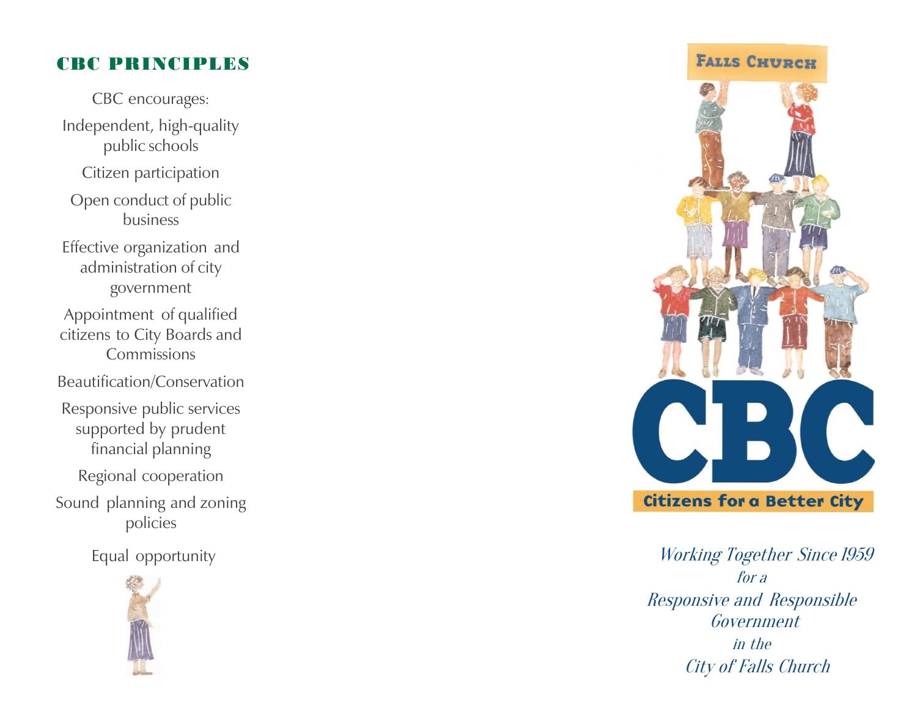## CBC PRINCIPLES

CBC encourages:

Independent, high-quality public schools

Citizen participation

Open conduct of public business

Effective organization and administration of city government

Appointment of qualified citizens to City Boards and Commissions

Beautification/Conservation

Responsive public services supported by prudent financial planning

Regional cooperation

Sound planning and zoning policies

Equal opportunity

FALLS CHURCH

# CBC

**Citizens for a Better City**

*Working Together Since 1959*
*for a*
*Responsive and Responsible*
*Government*
*in the*
*City of Falls Church*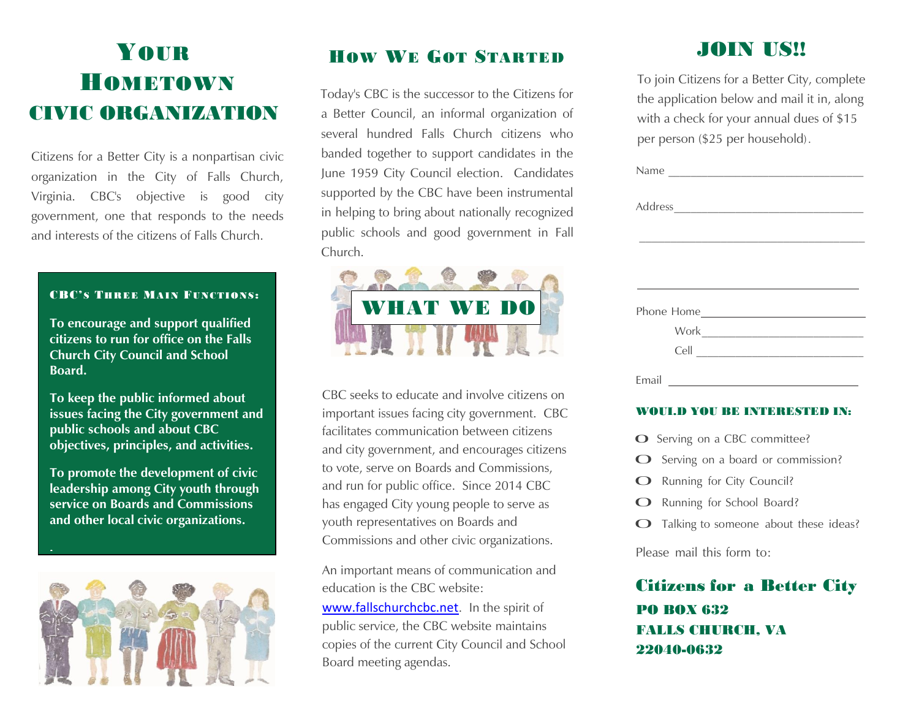# Your Hometown Civic Organization

Citizens for a Better City is a nonpartisan civic organization in the City of Falls Church, Virginia. CBC's objective is good city government, one that responds to the needs and interests of the citizens of Falls Church.

### CBC's Three Main Functions:

**To encourage and support qualified citizens to run for office on the Falls Church City Council and School Board.**

**To keep the public informed about issues facing the City government and public schools and about CBC objectives, principles, and activities.**

**To promote the development of civic leadership among City youth through service on Boards and Commissions and other local civic organizations.**

## How We Got Started

Today's CBC is the successor to the Citizens for a Better Council, an informal organization of several hundred Falls Church citizens who banded together to support candidates in the June 1959 City Council election. Candidates supported by the CBC have been instrumental in helping to bring about nationally recognized public schools and good government in Fall Church.

## WHAT WE DO

CBC seeks to educate and involve citizens on important issues facing city government. CBC facilitates communication between citizens and city government, and encourages citizens to vote, serve on Boards and Commissions, and run for public office. Since 2014 CBC has engaged City young people to serve as youth representatives on Boards and Commissions and other civic organizations.

An important means of communication and education is the CBC website: www.fallschurchcbc.net. In the spirit of public service, the CBC website maintains copies of the current City Council and School Board meeting agendas.

## JOIN US!!

To join Citizens for a Better City, complete the application below and mail it in, along with a check for your annual dues of $15 per person ($25 per household).

Name ______________________________

Address ______________________________

______________________________

______________________________

Phone Home ______________________________

Work ______________________________

Cell ______________________________

Email ______________________________

### WOULD YOU BE INTERESTED IN:

- O Serving on a CBC committee?
- O Serving on a board or commission?
- O Running for City Council?
- O Running for School Board?
- O Talking to someone about these ideas?

Please mail this form to:

**Citizens for a Better City**
**PO BOX 632**
**FALLS CHURCH, VA**
**22040-0632**